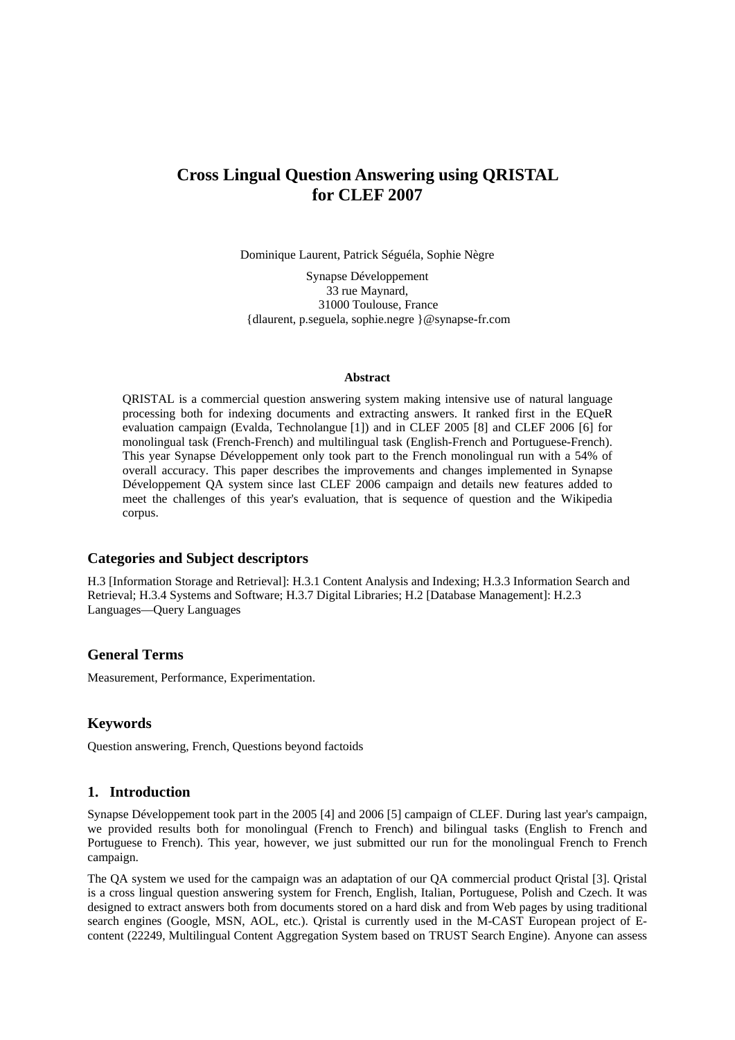# Cross Lingual Question Answering using QRISTAL for CLEF 2007

Dominique Laurent, Patrick Séguéla, Sophie Nègre

Synapse Développement
33 rue Maynard,
31000 Toulouse, France
{dlaurent, p.seguela, sophie.negre }@synapse-fr.com

**Abstract**

QRISTAL is a commercial question answering system making intensive use of natural language processing both for indexing documents and extracting answers. It ranked first in the EQueR evaluation campaign (Evalda, Technolangue [1]) and in CLEF 2005 [8] and CLEF 2006 [6] for monolingual task (French-French) and multilingual task (English-French and Portuguese-French). This year Synapse Développement only took part to the French monolingual run with a 54% of overall accuracy. This paper describes the improvements and changes implemented in Synapse Développement QA system since last CLEF 2006 campaign and details new features added to meet the challenges of this year's evaluation, that is sequence of question and the Wikipedia corpus.

## Categories and Subject descriptors

H.3 [Information Storage and Retrieval]: H.3.1 Content Analysis and Indexing; H.3.3 Information Search and Retrieval; H.3.4 Systems and Software; H.3.7 Digital Libraries; H.2 [Database Management]: H.2.3 Languages—Query Languages

## General Terms

Measurement, Performance, Experimentation.

## Keywords

Question answering, French, Questions beyond factoids

## 1. Introduction

Synapse Développement took part in the 2005 [4] and 2006 [5] campaign of CLEF. During last year's campaign, we provided results both for monolingual (French to French) and bilingual tasks (English to French and Portuguese to French). This year, however, we just submitted our run for the monolingual French to French campaign.

The QA system we used for the campaign was an adaptation of our QA commercial product Qristal [3]. Qristal is a cross lingual question answering system for French, English, Italian, Portuguese, Polish and Czech. It was designed to extract answers both from documents stored on a hard disk and from Web pages by using traditional search engines (Google, MSN, AOL, etc.). Qristal is currently used in the M-CAST European project of E-content (22249, Multilingual Content Aggregation System based on TRUST Search Engine). Anyone can assess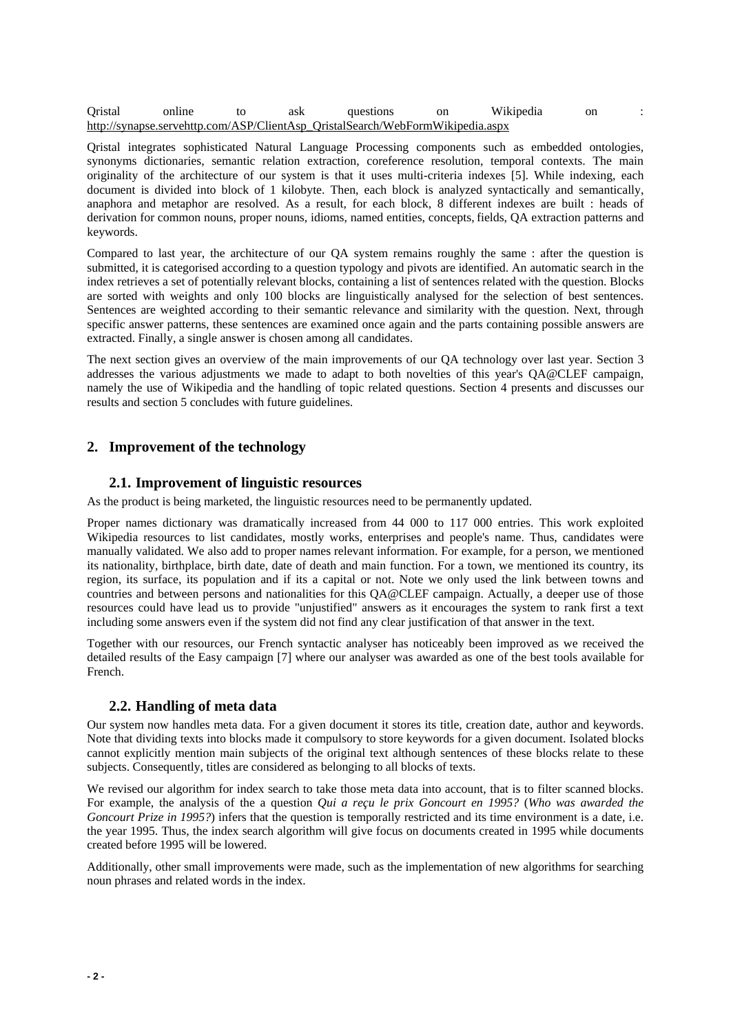Qristal online to ask questions on Wikipedia on : http://synapse.servehttp.com/ASP/ClientAsp_QristalSearch/WebFormWikipedia.aspx

Qristal integrates sophisticated Natural Language Processing components such as embedded ontologies, synonyms dictionaries, semantic relation extraction, coreference resolution, temporal contexts. The main originality of the architecture of our system is that it uses multi-criteria indexes [5]. While indexing, each document is divided into block of 1 kilobyte. Then, each block is analyzed syntactically and semantically, anaphora and metaphor are resolved. As a result, for each block, 8 different indexes are built : heads of derivation for common nouns, proper nouns, idioms, named entities, concepts, fields, QA extraction patterns and keywords.

Compared to last year, the architecture of our QA system remains roughly the same : after the question is submitted, it is categorised according to a question typology and pivots are identified. An automatic search in the index retrieves a set of potentially relevant blocks, containing a list of sentences related with the question. Blocks are sorted with weights and only 100 blocks are linguistically analysed for the selection of best sentences. Sentences are weighted according to their semantic relevance and similarity with the question. Next, through specific answer patterns, these sentences are examined once again and the parts containing possible answers are extracted. Finally, a single answer is chosen among all candidates.

The next section gives an overview of the main improvements of our QA technology over last year. Section 3 addresses the various adjustments we made to adapt to both novelties of this year's QA@CLEF campaign, namely the use of Wikipedia and the handling of topic related questions. Section 4 presents and discusses our results and section 5 concludes with future guidelines.

## 2. Improvement of the technology

### 2.1. Improvement of linguistic resources

As the product is being marketed, the linguistic resources need to be permanently updated.

Proper names dictionary was dramatically increased from 44 000 to 117 000 entries. This work exploited Wikipedia resources to list candidates, mostly works, enterprises and people's name. Thus, candidates were manually validated. We also add to proper names relevant information. For example, for a person, we mentioned its nationality, birthplace, birth date, date of death and main function. For a town, we mentioned its country, its region, its surface, its population and if its a capital or not. Note we only used the link between towns and countries and between persons and nationalities for this QA@CLEF campaign. Actually, a deeper use of those resources could have lead us to provide "unjustified" answers as it encourages the system to rank first a text including some answers even if the system did not find any clear justification of that answer in the text.

Together with our resources, our French syntactic analyser has noticeably been improved as we received the detailed results of the Easy campaign [7] where our analyser was awarded as one of the best tools available for French.

### 2.2. Handling of meta data

Our system now handles meta data. For a given document it stores its title, creation date, author and keywords. Note that dividing texts into blocks made it compulsory to store keywords for a given document. Isolated blocks cannot explicitly mention main subjects of the original text although sentences of these blocks relate to these subjects. Consequently, titles are considered as belonging to all blocks of texts.

We revised our algorithm for index search to take those meta data into account, that is to filter scanned blocks. For example, the analysis of the a question *Qui a reçu le prix Goncourt en 1995?* (*Who was awarded the Goncourt Prize in 1995?*) infers that the question is temporally restricted and its time environment is a date, i.e. the year 1995. Thus, the index search algorithm will give focus on documents created in 1995 while documents created before 1995 will be lowered.

Additionally, other small improvements were made, such as the implementation of new algorithms for searching noun phrases and related words in the index.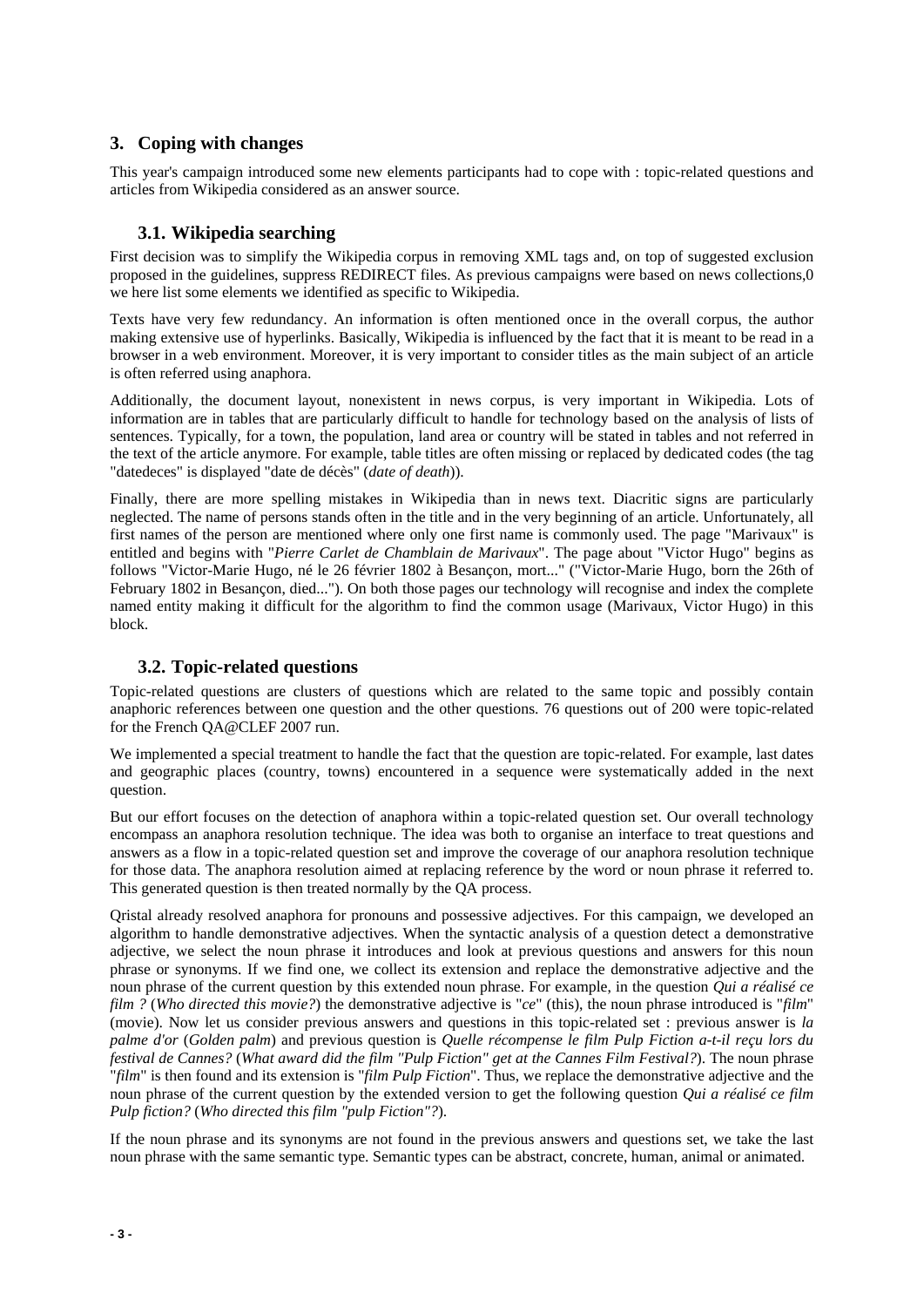## 3. Coping with changes

This year's campaign introduced some new elements participants had to cope with : topic-related questions and articles from Wikipedia considered as an answer source.

### 3.1. Wikipedia searching

First decision was to simplify the Wikipedia corpus in removing XML tags and, on top of suggested exclusion proposed in the guidelines, suppress REDIRECT files. As previous campaigns were based on news collections,0 we here list some elements we identified as specific to Wikipedia.

Texts have very few redundancy. An information is often mentioned once in the overall corpus, the author making extensive use of hyperlinks. Basically, Wikipedia is influenced by the fact that it is meant to be read in a browser in a web environment. Moreover, it is very important to consider titles as the main subject of an article is often referred using anaphora.

Additionally, the document layout, nonexistent in news corpus, is very important in Wikipedia. Lots of information are in tables that are particularly difficult to handle for technology based on the analysis of lists of sentences. Typically, for a town, the population, land area or country will be stated in tables and not referred in the text of the article anymore. For example, table titles are often missing or replaced by dedicated codes (the tag "datedeces" is displayed "date de décès" (*date of death*)).

Finally, there are more spelling mistakes in Wikipedia than in news text. Diacritic signs are particularly neglected. The name of persons stands often in the title and in the very beginning of an article. Unfortunately, all first names of the person are mentioned where only one first name is commonly used. The page "Marivaux" is entitled and begins with "*Pierre Carlet de Chamblain de Marivaux*". The page about "Victor Hugo" begins as follows "Victor-Marie Hugo, né le 26 février 1802 à Besançon, mort..." ("Victor-Marie Hugo, born the 26th of February 1802 in Besançon, died..."). On both those pages our technology will recognise and index the complete named entity making it difficult for the algorithm to find the common usage (Marivaux, Victor Hugo) in this block.

### 3.2. Topic-related questions

Topic-related questions are clusters of questions which are related to the same topic and possibly contain anaphoric references between one question and the other questions. 76 questions out of 200 were topic-related for the French QA@CLEF 2007 run.

We implemented a special treatment to handle the fact that the question are topic-related. For example, last dates and geographic places (country, towns) encountered in a sequence were systematically added in the next question.

But our effort focuses on the detection of anaphora within a topic-related question set. Our overall technology encompass an anaphora resolution technique. The idea was both to organise an interface to treat questions and answers as a flow in a topic-related question set and improve the coverage of our anaphora resolution technique for those data. The anaphora resolution aimed at replacing reference by the word or noun phrase it referred to. This generated question is then treated normally by the QA process.

Qristal already resolved anaphora for pronouns and possessive adjectives. For this campaign, we developed an algorithm to handle demonstrative adjectives. When the syntactic analysis of a question detect a demonstrative adjective, we select the noun phrase it introduces and look at previous questions and answers for this noun phrase or synonyms. If we find one, we collect its extension and replace the demonstrative adjective and the noun phrase of the current question by this extended noun phrase. For example, in the question *Qui a réalisé ce film ?* (*Who directed this movie?*) the demonstrative adjective is "*ce*" (this), the noun phrase introduced is "*film*" (movie). Now let us consider previous answers and questions in this topic-related set : previous answer is *la palme d'or* (*Golden palm*) and previous question is *Quelle récompense le film Pulp Fiction a-t-il reçu lors du festival de Cannes?* (*What award did the film "Pulp Fiction" get at the Cannes Film Festival?*). The noun phrase "*film*" is then found and its extension is "*film Pulp Fiction*". Thus, we replace the demonstrative adjective and the noun phrase of the current question by the extended version to get the following question *Qui a réalisé ce film Pulp fiction?* (*Who directed this film "pulp Fiction"?*).

If the noun phrase and its synonyms are not found in the previous answers and questions set, we take the last noun phrase with the same semantic type. Semantic types can be abstract, concrete, human, animal or animated.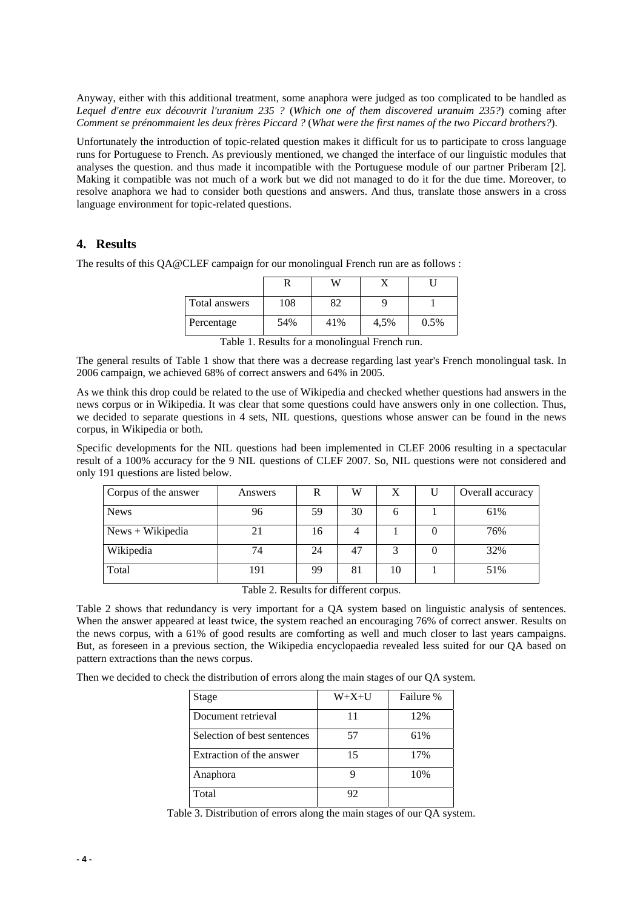Anyway, either with this additional treatment, some anaphora were judged as too complicated to be handled as *Lequel d'entre eux découvrit l'uranium 235 ?* (*Which one of them discovered uranuim 235?*) coming after *Comment se prénommaient les deux frères Piccard ?* (*What were the first names of the two Piccard brothers?*).

Unfortunately the introduction of topic-related question makes it difficult for us to participate to cross language runs for Portuguese to French. As previously mentioned, we changed the interface of our linguistic modules that analyses the question. and thus made it incompatible with the Portuguese module of our partner Priberam [2]. Making it compatible was not much of a work but we did not managed to do it for the due time. Moreover, to resolve anaphora we had to consider both questions and answers. And thus, translate those answers in a cross language environment for topic-related questions.

## 4. Results

The results of this QA@CLEF campaign for our monolingual French run are as follows :

| | R | W | X | U |
|---|---|---|---|---|
| Total answers | 108 | 82 | 9 | 1 |
| Percentage | 54% | 41% | 4,5% | 0.5% |

Table 1. Results for a monolingual French run.

The general results of Table 1 show that there was a decrease regarding last year's French monolingual task. In 2006 campaign, we achieved 68% of correct answers and 64% in 2005.

As we think this drop could be related to the use of Wikipedia and checked whether questions had answers in the news corpus or in Wikipedia. It was clear that some questions could have answers only in one collection. Thus, we decided to separate questions in 4 sets, NIL questions, questions whose answer can be found in the news corpus, in Wikipedia or both.

Specific developments for the NIL questions had been implemented in CLEF 2006 resulting in a spectacular result of a 100% accuracy for the 9 NIL questions of CLEF 2007. So, NIL questions were not considered and only 191 questions are listed below.

| Corpus of the answer | Answers | R | W | X | U | Overall accuracy |
|---|---|---|---|---|---|---|
| News | 96 | 59 | 30 | 6 | 1 | 61% |
| News + Wikipedia | 21 | 16 | 4 | 1 | 0 | 76% |
| Wikipedia | 74 | 24 | 47 | 3 | 0 | 32% |
| Total | 191 | 99 | 81 | 10 | 1 | 51% |

Table 2. Results for different corpus.

Table 2 shows that redundancy is very important for a QA system based on linguistic analysis of sentences. When the answer appeared at least twice, the system reached an encouraging 76% of correct answer. Results on the news corpus, with a 61% of good results are comforting as well and much closer to last years campaigns. But, as foreseen in a previous section, the Wikipedia encyclopaedia revealed less suited for our QA based on pattern extractions than the news corpus.

Then we decided to check the distribution of errors along the main stages of our QA system.

| Stage | W+X+U | Failure % |
|---|---|---|
| Document retrieval | 11 | 12% |
| Selection of best sentences | 57 | 61% |
| Extraction of the answer | 15 | 17% |
| Anaphora | 9 | 10% |
| Total | 92 | |

Table 3. Distribution of errors along the main stages of our QA system.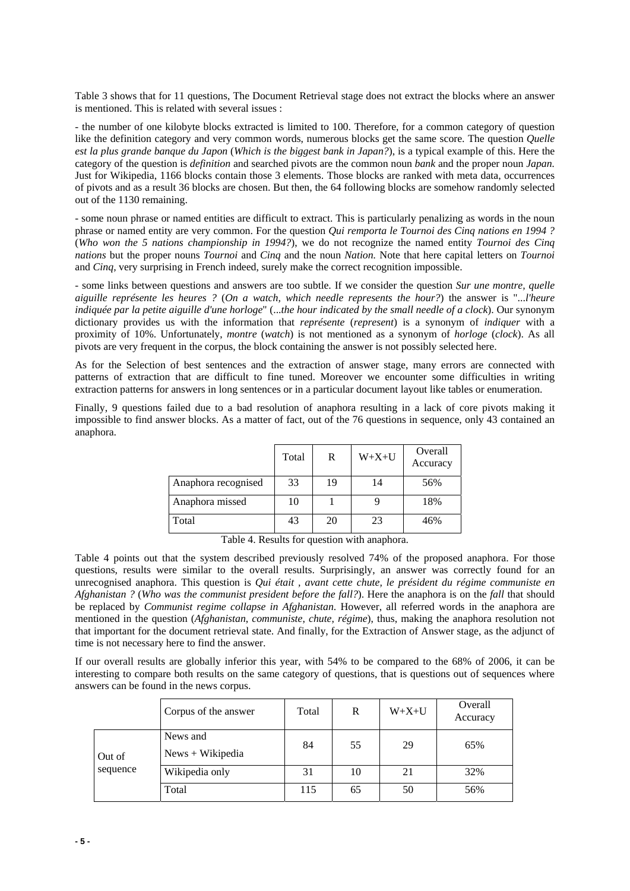Table 3 shows that for 11 questions, The Document Retrieval stage does not extract the blocks where an answer is mentioned. This is related with several issues :

- the number of one kilobyte blocks extracted is limited to 100. Therefore, for a common category of question like the definition category and very common words, numerous blocks get the same score. The question *Quelle est la plus grande banque du Japon* (*Which is the biggest bank in Japan?*), is a typical example of this. Here the category of the question is *definition* and searched pivots are the common noun *bank* and the proper noun *Japan.* Just for Wikipedia, 1166 blocks contain those 3 elements. Those blocks are ranked with meta data, occurrences of pivots and as a result 36 blocks are chosen. But then, the 64 following blocks are somehow randomly selected out of the 1130 remaining.

- some noun phrase or named entities are difficult to extract. This is particularly penalizing as words in the noun phrase or named entity are very common. For the question *Qui remporta le Tournoi des Cinq nations en 1994 ?* (*Who won the 5 nations championship in 1994?*), we do not recognize the named entity *Tournoi des Cinq nations* but the proper nouns *Tournoi* and *Cinq* and the noun *Nation.* Note that here capital letters on *Tournoi* and *Cinq*, very surprising in French indeed, surely make the correct recognition impossible.

- some links between questions and answers are too subtle. If we consider the question *Sur une montre, quelle aiguille représente les heures ?* (*On a watch, which needle represents the hour?*) the answer is "*...l'heure indiquée par la petite aiguille d'une horloge*" (*...the hour indicated by the small needle of a clock*). Our synonym dictionary provides us with the information that *représente* (*represent*) is a synonym of *indiquer* with a proximity of 10%. Unfortunately, *montre* (*watch*) is not mentioned as a synonym of *horloge* (*clock*). As all pivots are very frequent in the corpus, the block containing the answer is not possibly selected here.

As for the Selection of best sentences and the extraction of answer stage, many errors are connected with patterns of extraction that are difficult to fine tuned. Moreover we encounter some difficulties in writing extraction patterns for answers in long sentences or in a particular document layout like tables or enumeration.

Finally, 9 questions failed due to a bad resolution of anaphora resulting in a lack of core pivots making it impossible to find answer blocks. As a matter of fact, out of the 76 questions in sequence, only 43 contained an anaphora.

| | Total | R | W+X+U | Overall Accuracy |
|---|---|---|---|---|
| Anaphora recognised | 33 | 19 | 14 | 56% |
| Anaphora missed | 10 | 1 | 9 | 18% |
| Total | 43 | 20 | 23 | 46% |

Table 4. Results for question with anaphora.

Table 4 points out that the system described previously resolved 74% of the proposed anaphora. For those questions, results were similar to the overall results. Surprisingly, an answer was correctly found for an unrecognised anaphora. This question is *Qui était , avant cette chute, le président du régime communiste en Afghanistan ?* (*Who was the communist president before the fall?*). Here the anaphora is on the *fall* that should be replaced by *Communist regime collapse in Afghanistan*. However, all referred words in the anaphora are mentioned in the question (*Afghanistan*, *communiste*, *chute*, *régime*), thus, making the anaphora resolution not that important for the document retrieval state. And finally, for the Extraction of Answer stage, as the adjunct of time is not necessary here to find the answer.

If our overall results are globally inferior this year, with 54% to be compared to the 68% of 2006, it can be interesting to compare both results on the same category of questions, that is questions out of sequences where answers can be found in the news corpus.

| | Corpus of the answer | Total | R | W+X+U | Overall Accuracy |
|---|---|---|---|---|---|
| Out of sequence | News and News + Wikipedia | 84 | 55 | 29 | 65% |
| | Wikipedia only | 31 | 10 | 21 | 32% |
| | Total | 115 | 65 | 50 | 56% |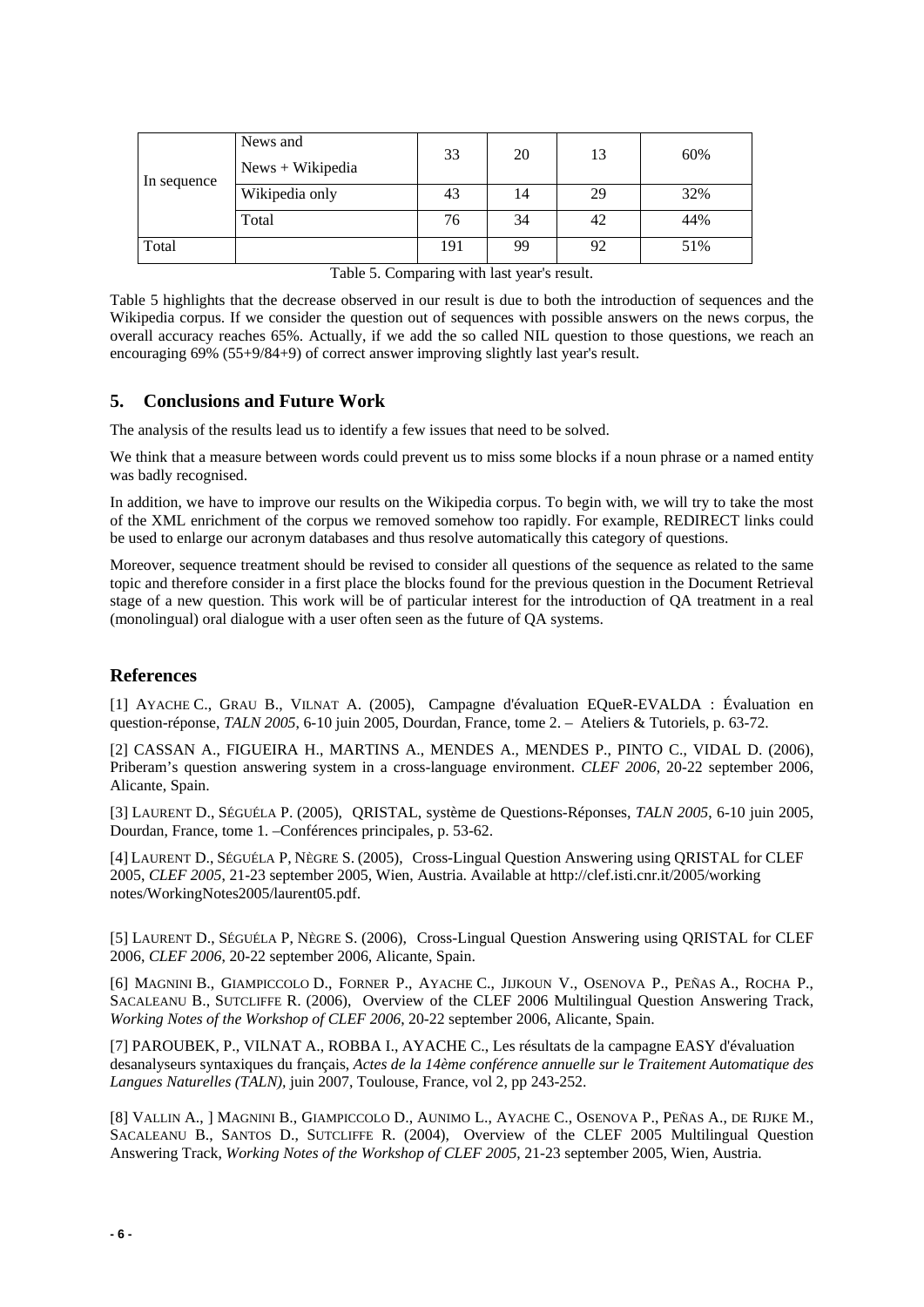| | | | | | |
|---|---|---|---|---|---|
| In sequence | News and News + Wikipedia | 33 | 20 | 13 | 60% |
| | Wikipedia only | 43 | 14 | 29 | 32% |
| | Total | 76 | 34 | 42 | 44% |
| Total | | 191 | 99 | 92 | 51% |

Table 5. Comparing with last year's result.

Table 5 highlights that the decrease observed in our result is due to both the introduction of sequences and the Wikipedia corpus. If we consider the question out of sequences with possible answers on the news corpus, the overall accuracy reaches 65%. Actually, if we add the so called NIL question to those questions, we reach an encouraging 69% (55+9/84+9) of correct answer improving slightly last year's result.

## 5. Conclusions and Future Work

The analysis of the results lead us to identify a few issues that need to be solved.

We think that a measure between words could prevent us to miss some blocks if a noun phrase or a named entity was badly recognised.

In addition, we have to improve our results on the Wikipedia corpus. To begin with, we will try to take the most of the XML enrichment of the corpus we removed somehow too rapidly. For example, REDIRECT links could be used to enlarge our acronym databases and thus resolve automatically this category of questions.

Moreover, sequence treatment should be revised to consider all questions of the sequence as related to the same topic and therefore consider in a first place the blocks found for the previous question in the Document Retrieval stage of a new question. This work will be of particular interest for the introduction of QA treatment in a real (monolingual) oral dialogue with a user often seen as the future of QA systems.

## References

[1] AYACHE C., GRAU B., VILNAT A. (2005), Campagne d'évaluation EQueR-EVALDA : Évaluation en question-réponse, *TALN 2005*, 6-10 juin 2005, Dourdan, France, tome 2. – Ateliers & Tutoriels, p. 63-72.

[2] CASSAN A., FIGUEIRA H., MARTINS A., MENDES A., MENDES P., PINTO C., VIDAL D. (2006), Priberam's question answering system in a cross-language environment. *CLEF 2006*, 20-22 september 2006, Alicante, Spain.

[3] LAURENT D., SÉGUÉLA P. (2005), QRISTAL, système de Questions-Réponses, *TALN 2005*, 6-10 juin 2005, Dourdan, France, tome 1. –Conférences principales, p. 53-62.

[4] LAURENT D., SÉGUÉLA P, NÈGRE S. (2005), Cross-Lingual Question Answering using QRISTAL for CLEF 2005, *CLEF 2005*, 21-23 september 2005, Wien, Austria. Available at http://clef.isti.cnr.it/2005/working notes/WorkingNotes2005/laurent05.pdf.

[5] LAURENT D., SÉGUÉLA P, NÈGRE S. (2006), Cross-Lingual Question Answering using QRISTAL for CLEF 2006, *CLEF 2006*, 20-22 september 2006, Alicante, Spain.

[6] MAGNINI B., GIAMPICCOLO D., FORNER P., AYACHE C., JIJKOUN V., OSENOVA P., PEÑAS A., ROCHA P., SACALEANU B., SUTCLIFFE R. (2006), Overview of the CLEF 2006 Multilingual Question Answering Track, *Working Notes of the Workshop of CLEF 2006*, 20-22 september 2006, Alicante, Spain.

[7] PAROUBEK, P., VILNAT A., ROBBA I., AYACHE C., Les résultats de la campagne EASY d'évaluation desanalyseurs syntaxiques du français, *Actes de la 14ème conférence annuelle sur le Traitement Automatique des Langues Naturelles (TALN)*, juin 2007, Toulouse, France, vol 2, pp 243-252.

[8] VALLIN A., ] MAGNINI B., GIAMPICCOLO D., AUNIMO L., AYACHE C., OSENOVA P., PEÑAS A., DE RIJKE M., SACALEANU B., SANTOS D., SUTCLIFFE R. (2004), Overview of the CLEF 2005 Multilingual Question Answering Track, *Working Notes of the Workshop of CLEF 2005*, 21-23 september 2005, Wien, Austria.